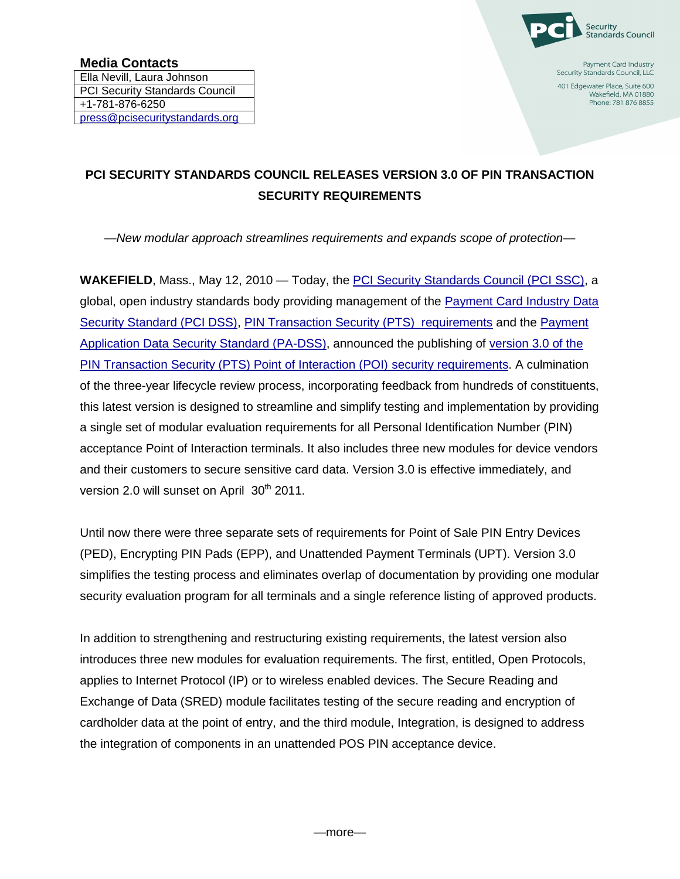**Media Contacts**

| Ella Nevill, Laura Johnson |
|---|
| PCI Security Standards Council |
| +1-781-876-6250 |
| press@pcisecuritystandards.org |

PCI Security Standards Council

Payment Card Industry Security Standards Council, LLC
401 Edgewater Place, Suite 600
Wakefield, MA 01880
Phone: 781 876 8855

# PCI SECURITY STANDARDS COUNCIL RELEASES VERSION 3.0 OF PIN TRANSACTION SECURITY REQUIREMENTS

*—New modular approach streamlines requirements and expands scope of protection—*

**WAKEFIELD**, Mass., May 12, 2010 — Today, the PCI Security Standards Council (PCI SSC), a global, open industry standards body providing management of the Payment Card Industry Data Security Standard (PCI DSS), PIN Transaction Security (PTS) requirements and the Payment Application Data Security Standard (PA-DSS), announced the publishing of version 3.0 of the PIN Transaction Security (PTS) Point of Interaction (POI) security requirements. A culmination of the three-year lifecycle review process, incorporating feedback from hundreds of constituents, this latest version is designed to streamline and simplify testing and implementation by providing a single set of modular evaluation requirements for all Personal Identification Number (PIN) acceptance Point of Interaction terminals. It also includes three new modules for device vendors and their customers to secure sensitive card data. Version 3.0 is effective immediately, and version 2.0 will sunset on April 30th 2011.

Until now there were three separate sets of requirements for Point of Sale PIN Entry Devices (PED), Encrypting PIN Pads (EPP), and Unattended Payment Terminals (UPT). Version 3.0 simplifies the testing process and eliminates overlap of documentation by providing one modular security evaluation program for all terminals and a single reference listing of approved products.

In addition to strengthening and restructuring existing requirements, the latest version also introduces three new modules for evaluation requirements. The first, entitled, Open Protocols, applies to Internet Protocol (IP) or to wireless enabled devices. The Secure Reading and Exchange of Data (SRED) module facilitates testing of the secure reading and encryption of cardholder data at the point of entry, and the third module, Integration, is designed to address the integration of components in an unattended POS PIN acceptance device.

—more—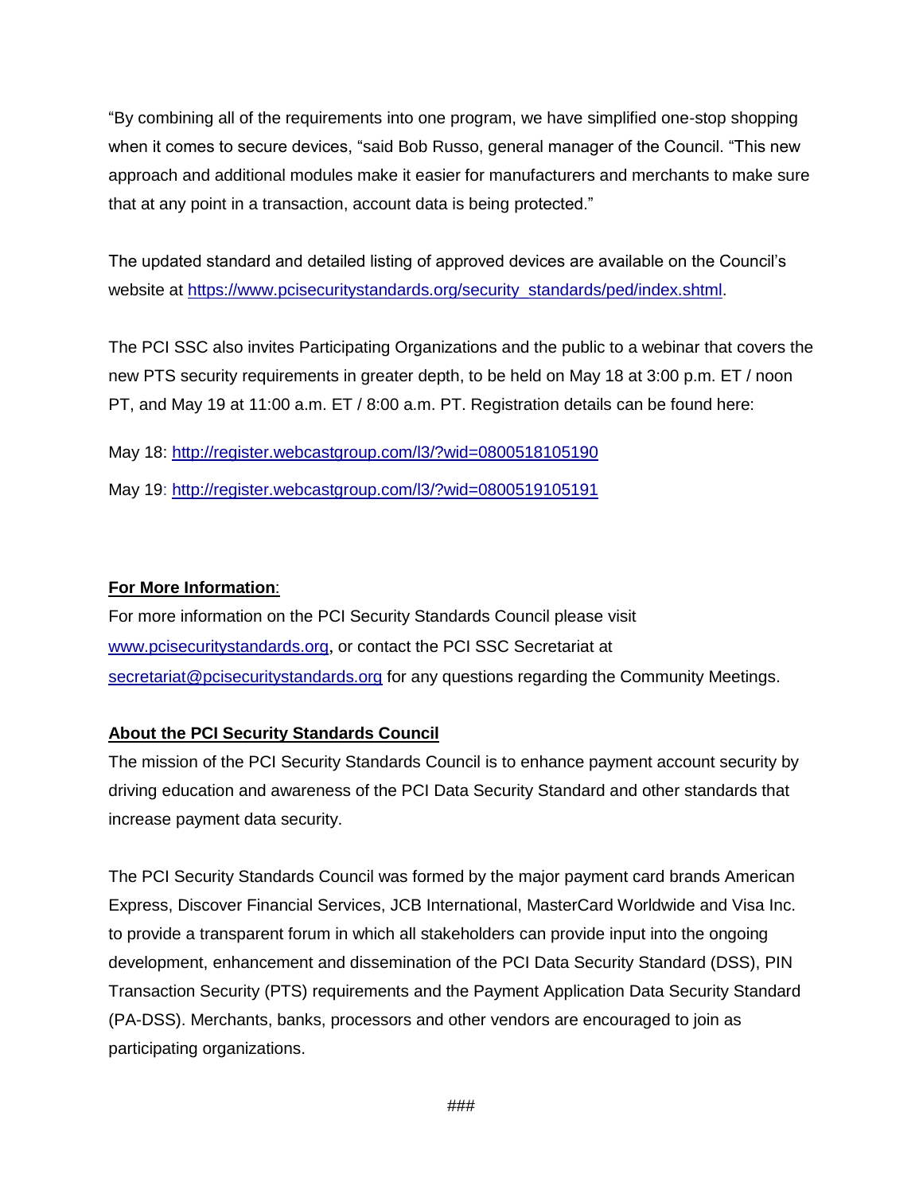"By combining all of the requirements into one program, we have simplified one-stop shopping when it comes to secure devices, "said Bob Russo, general manager of the Council. "This new approach and additional modules make it easier for manufacturers and merchants to make sure that at any point in a transaction, account data is being protected."

The updated standard and detailed listing of approved devices are available on the Council's website at https://www.pcisecuritystandards.org/security_standards/ped/index.shtml.

The PCI SSC also invites Participating Organizations and the public to a webinar that covers the new PTS security requirements in greater depth, to be held on May 18 at 3:00 p.m. ET / noon PT, and May 19 at 11:00 a.m. ET / 8:00 a.m. PT. Registration details can be found here:

May 18: http://register.webcastgroup.com/l3/?wid=0800518105190

May 19: http://register.webcastgroup.com/l3/?wid=0800519105191

**For More Information**:

For more information on the PCI Security Standards Council please visit www.pcisecuritystandards.org, or contact the PCI SSC Secretariat at secretariat@pcisecuritystandards.org for any questions regarding the Community Meetings.

**About the PCI Security Standards Council**

The mission of the PCI Security Standards Council is to enhance payment account security by driving education and awareness of the PCI Data Security Standard and other standards that increase payment data security.

The PCI Security Standards Council was formed by the major payment card brands American Express, Discover Financial Services, JCB International, MasterCard Worldwide and Visa Inc. to provide a transparent forum in which all stakeholders can provide input into the ongoing development, enhancement and dissemination of the PCI Data Security Standard (DSS), PIN Transaction Security (PTS) requirements and the Payment Application Data Security Standard (PA-DSS). Merchants, banks, processors and other vendors are encouraged to join as participating organizations.

###